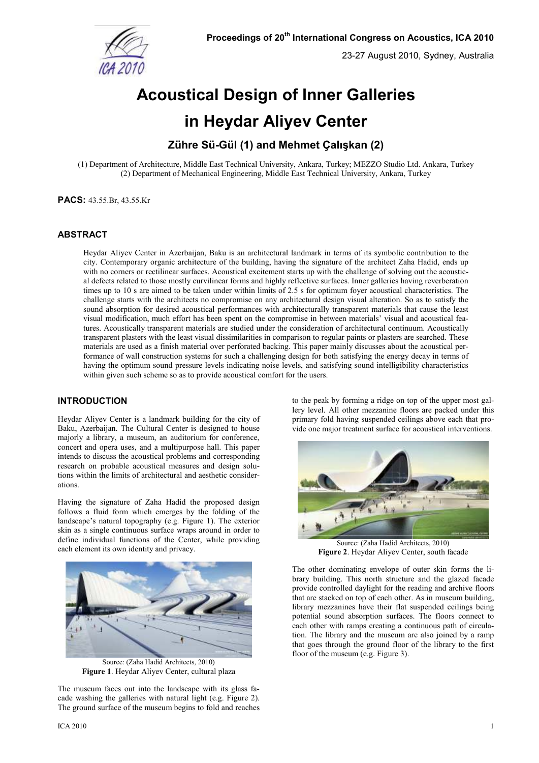# Acoustical Design of Inner Galleries in Heydar Aliyev Center

**Zühre Sü-Gül (1) and Mehmet Çalışkan (2)**

(1) Department of Architecture, Middle East Technical University, Ankara, Turkey; MEZZO Studio Ltd. Ankara, Turkey
(2) Department of Mechanical Engineering, Middle East Technical University, Ankara, Turkey

**PACS:** 43.55.Br, 43.55.Kr

## ABSTRACT

Heydar Aliyev Center in Azerbaijan, Baku is an architectural landmark in terms of its symbolic contribution to the city. Contemporary organic architecture of the building, having the signature of the architect Zaha Hadid, ends up with no corners or rectilinear surfaces. Acoustical excitement starts up with the challenge of solving out the acoustical defects related to those mostly curvilinear forms and highly reflective surfaces. Inner galleries having reverberation times up to 10 s are aimed to be taken under within limits of 2.5 s for optimum foyer acoustical characteristics. The challenge starts with the architects no compromise on any architectural design visual alteration. So as to satisfy the sound absorption for desired acoustical performances with architecturally transparent materials that cause the least visual modification, much effort has been spent on the compromise in between materials' visual and acoustical features. Acoustically transparent materials are studied under the consideration of architectural continuum. Acoustically transparent plasters with the least visual dissimilarities in comparison to regular paints or plasters are searched. These materials are used as a finish material over perforated backing. This paper mainly discusses about the acoustical performance of wall construction systems for such a challenging design for both satisfying the energy decay in terms of having the optimum sound pressure levels indicating noise levels, and satisfying sound intelligibility characteristics within given such scheme so as to provide acoustical comfort for the users.

## INTRODUCTION

Heydar Aliyev Center is a landmark building for the city of Baku, Azerbaijan. The Cultural Center is designed to house majorly a library, a museum, an auditorium for conference, concert and opera uses, and a multipurpose hall. This paper intends to discuss the acoustical problems and corresponding research on probable acoustical measures and design solutions within the limits of architectural and aesthetic considerations.

Having the signature of Zaha Hadid the proposed design follows a fluid form which emerges by the folding of the landscape's natural topography (e.g. Figure 1). The exterior skin as a single continuous surface wraps around in order to define individual functions of the Center, while providing each element its own identity and privacy.

Source: (Zaha Hadid Architects, 2010)
**Figure 1**. Heydar Aliyev Center, cultural plaza

The museum faces out into the landscape with its glass facade washing the galleries with natural light (e.g. Figure 2). The ground surface of the museum begins to fold and reaches to the peak by forming a ridge on top of the upper most gallery level. All other mezzanine floors are packed under this primary fold having suspended ceilings above each that provide one major treatment surface for acoustical interventions.

Source: (Zaha Hadid Architects, 2010)
**Figure 2**. Heydar Aliyev Center, south facade

The other dominating envelope of outer skin forms the library building. This north structure and the glazed facade provide controlled daylight for the reading and archive floors that are stacked on top of each other. As in museum building, library mezzanines have their flat suspended ceilings being potential sound absorption surfaces. The floors connect to each other with ramps creating a continuous path of circulation. The library and the museum are also joined by a ramp that goes through the ground floor of the library to the first floor of the museum (e.g. Figure 3).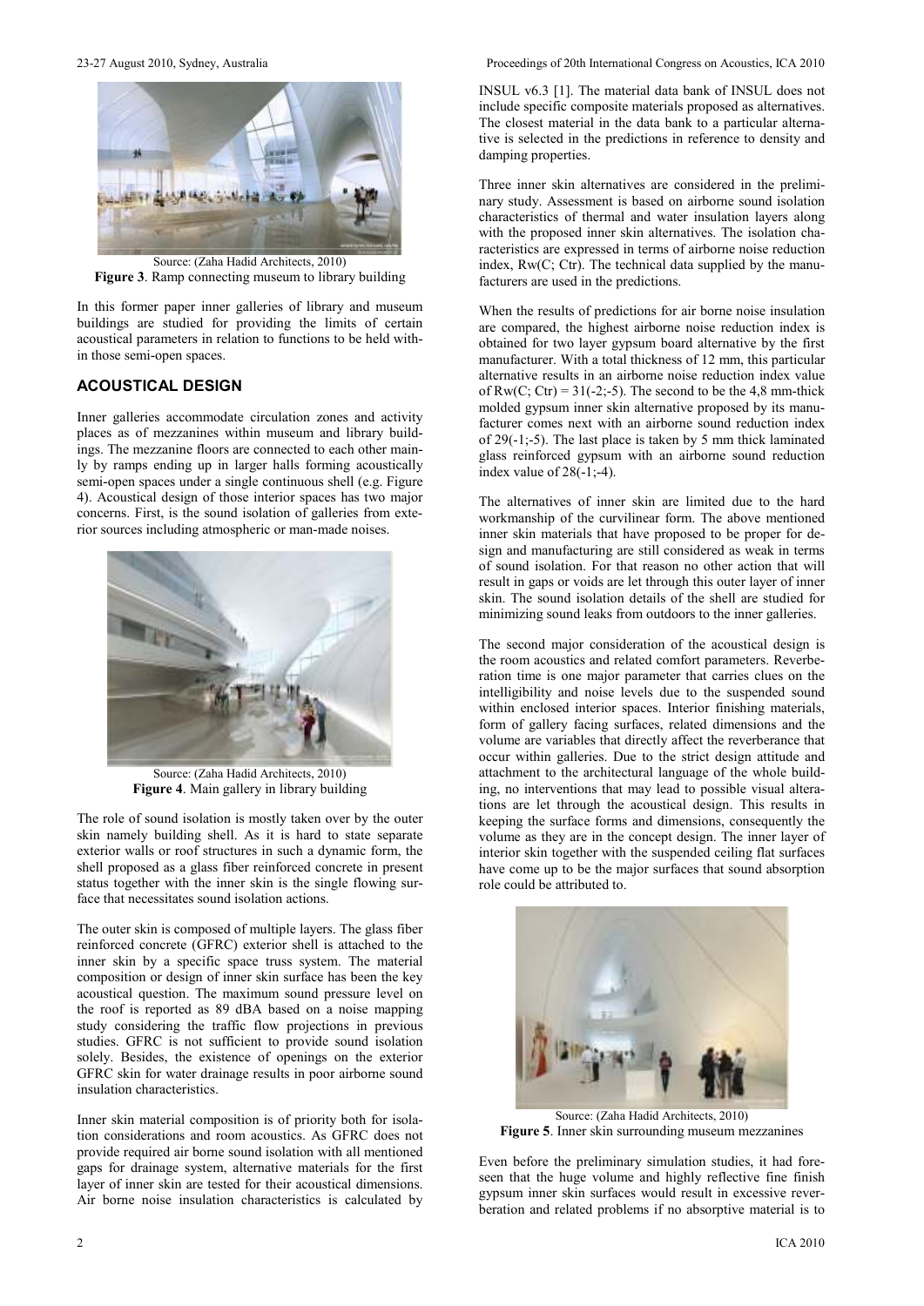Source: (Zaha Hadid Architects, 2010)
**Figure 3**. Ramp connecting museum to library building

In this former paper inner galleries of library and museum buildings are studied for providing the limits of certain acoustical parameters in relation to functions to be held within those semi-open spaces.

## ACOUSTICAL DESIGN

Inner galleries accommodate circulation zones and activity places as of mezzanines within museum and library buildings. The mezzanine floors are connected to each other mainly by ramps ending up in larger halls forming acoustically semi-open spaces under a single continuous shell (e.g. Figure 4). Acoustical design of those interior spaces has two major concerns. First, is the sound isolation of galleries from exterior sources including atmospheric or man-made noises.

Source: (Zaha Hadid Architects, 2010)
**Figure 4**. Main gallery in library building

The role of sound isolation is mostly taken over by the outer skin namely building shell. As it is hard to state separate exterior walls or roof structures in such a dynamic form, the shell proposed as a glass fiber reinforced concrete in present status together with the inner skin is the single flowing surface that necessitates sound isolation actions.

The outer skin is composed of multiple layers. The glass fiber reinforced concrete (GFRC) exterior shell is attached to the inner skin by a specific space truss system. The material composition or design of inner skin surface has been the key acoustical question. The maximum sound pressure level on the roof is reported as 89 dBA based on a noise mapping study considering the traffic flow projections in previous studies. GFRC is not sufficient to provide sound isolation solely. Besides, the existence of openings on the exterior GFRC skin for water drainage results in poor airborne sound insulation characteristics.

Inner skin material composition is of priority both for isolation considerations and room acoustics. As GFRC does not provide required air borne sound isolation with all mentioned gaps for drainage system, alternative materials for the first layer of inner skin are tested for their acoustical dimensions. Air borne noise insulation characteristics is calculated by INSUL v6.3 [1]. The material data bank of INSUL does not include specific composite materials proposed as alternatives. The closest material in the data bank to a particular alternative is selected in the predictions in reference to density and damping properties.

Three inner skin alternatives are considered in the preliminary study. Assessment is based on airborne sound isolation characteristics of thermal and water insulation layers along with the proposed inner skin alternatives. The isolation characteristics are expressed in terms of airborne noise reduction index, Rw(C; Ctr). The technical data supplied by the manufacturers are used in the predictions.

When the results of predictions for air borne noise insulation are compared, the highest airborne noise reduction index is obtained for two layer gypsum board alternative by the first manufacturer. With a total thickness of 12 mm, this particular alternative results in an airborne noise reduction index value of Rw(C; Ctr) = 31(-2;-5). The second to be the 4,8 mm-thick molded gypsum inner skin alternative proposed by its manufacturer comes next with an airborne sound reduction index of 29(-1;-5). The last place is taken by 5 mm thick laminated glass reinforced gypsum with an airborne sound reduction index value of 28(-1;-4).

The alternatives of inner skin are limited due to the hard workmanship of the curvilinear form. The above mentioned inner skin materials that have proposed to be proper for design and manufacturing are still considered as weak in terms of sound isolation. For that reason no other action that will result in gaps or voids are let through this outer layer of inner skin. The sound isolation details of the shell are studied for minimizing sound leaks from outdoors to the inner galleries.

The second major consideration of the acoustical design is the room acoustics and related comfort parameters. Reverberation time is one major parameter that carries clues on the intelligibility and noise levels due to the suspended sound within enclosed interior spaces. Interior finishing materials, form of gallery facing surfaces, related dimensions and the volume are variables that directly affect the reverberance that occur within galleries. Due to the strict design attitude and attachment to the architectural language of the whole building, no interventions that may lead to possible visual alterations are let through the acoustical design. This results in keeping the surface forms and dimensions, consequently the volume as they are in the concept design. The inner layer of interior skin together with the suspended ceiling flat surfaces have come up to be the major surfaces that sound absorption role could be attributed to.

Source: (Zaha Hadid Architects, 2010)
**Figure 5**. Inner skin surrounding museum mezzanines

Even before the preliminary simulation studies, it had foreseen that the huge volume and highly reflective fine finish gypsum inner skin surfaces would result in excessive reverberation and related problems if no absorptive material is to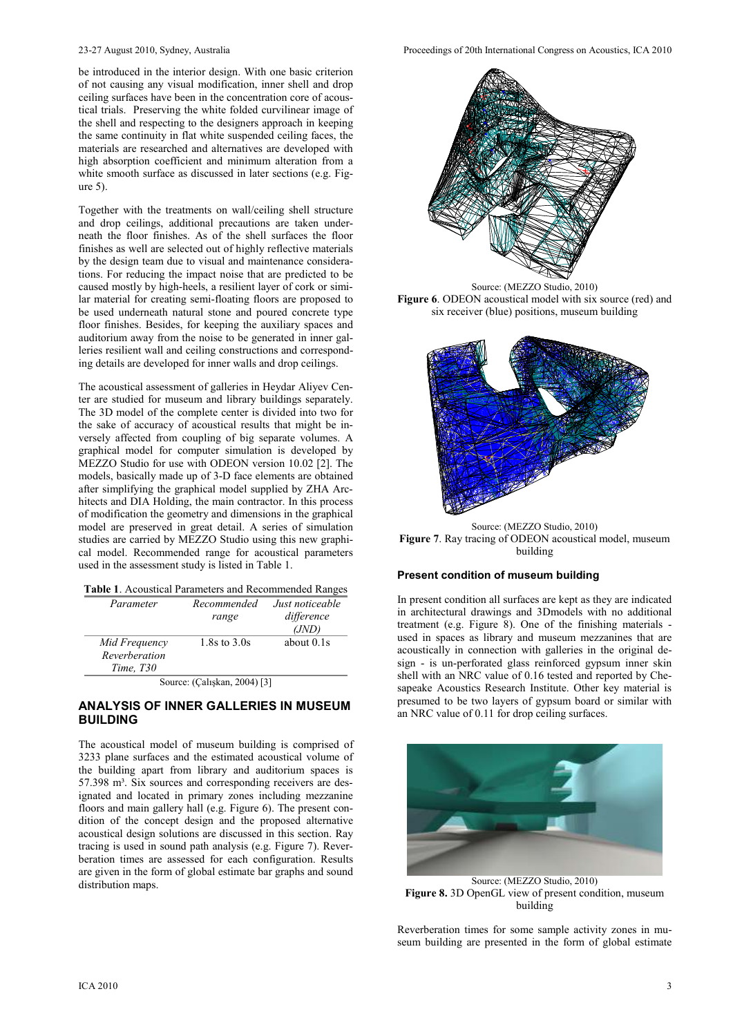be introduced in the interior design. With one basic criterion of not causing any visual modification, inner shell and drop ceiling surfaces have been in the concentration core of acoustical trials. Preserving the white folded curvilinear image of the shell and respecting to the designers approach in keeping the same continuity in flat white suspended ceiling faces, the materials are researched and alternatives are developed with high absorption coefficient and minimum alteration from a white smooth surface as discussed in later sections (e.g. Figure 5).

Together with the treatments on wall/ceiling shell structure and drop ceilings, additional precautions are taken underneath the floor finishes. As of the shell surfaces the floor finishes as well are selected out of highly reflective materials by the design team due to visual and maintenance considerations. For reducing the impact noise that are predicted to be caused mostly by high-heels, a resilient layer of cork or similar material for creating semi-floating floors are proposed to be used underneath natural stone and poured concrete type floor finishes. Besides, for keeping the auxiliary spaces and auditorium away from the noise to be generated in inner galleries resilient wall and ceiling constructions and corresponding details are developed for inner walls and drop ceilings.

The acoustical assessment of galleries in Heydar Aliyev Center are studied for museum and library buildings separately. The 3D model of the complete center is divided into two for the sake of accuracy of acoustical results that might be inversely affected from coupling of big separate volumes. A graphical model for computer simulation is developed by MEZZO Studio for use with ODEON version 10.02 [2]. The models, basically made up of 3-D face elements are obtained after simplifying the graphical model supplied by ZHA Architects and DIA Holding, the main contractor. In this process of modification the geometry and dimensions in the graphical model are preserved in great detail. A series of simulation studies are carried by MEZZO Studio using this new graphical model. Recommended range for acoustical parameters used in the assessment study is listed in Table 1.

**Table 1**. Acoustical Parameters and Recommended Ranges

| *Parameter* | *Recommended range* | *Just noticeable difference (JND)* |
|---|---|---|
| *Mid Frequency Reverberation Time, T30* | 1.8s to 3.0s | about 0.1s |

Source: (Çalışkan, 2004) [3]

## ANALYSIS OF INNER GALLERIES IN MUSEUM BUILDING

The acoustical model of museum building is comprised of 3233 plane surfaces and the estimated acoustical volume of the building apart from library and auditorium spaces is 57.398 m³. Six sources and corresponding receivers are designated and located in primary zones including mezzanine floors and main gallery hall (e.g. Figure 6). The present condition of the concept design and the proposed alternative acoustical design solutions are discussed in this section. Ray tracing is used in sound path analysis (e.g. Figure 7). Reverberation times are assessed for each configuration. Results are given in the form of global estimate bar graphs and sound distribution maps.

Source: (MEZZO Studio, 2010)

**Figure 6**. ODEON acoustical model with six source (red) and six receiver (blue) positions, museum building

Source: (MEZZO Studio, 2010)

**Figure 7**. Ray tracing of ODEON acoustical model, museum building

### Present condition of museum building

In present condition all surfaces are kept as they are indicated in architectural drawings and 3Dmodels with no additional treatment (e.g. Figure 8). One of the finishing materials - used in spaces as library and museum mezzanines that are acoustically in connection with galleries in the original design - is un-perforated glass reinforced gypsum inner skin shell with an NRC value of 0.16 tested and reported by Chesapeake Acoustics Research Institute. Other key material is presumed to be two layers of gypsum board or similar with an NRC value of 0.11 for drop ceiling surfaces.

Source: (MEZZO Studio, 2010)

**Figure 8.** 3D OpenGL view of present condition, museum building

Reverberation times for some sample activity zones in museum building are presented in the form of global estimate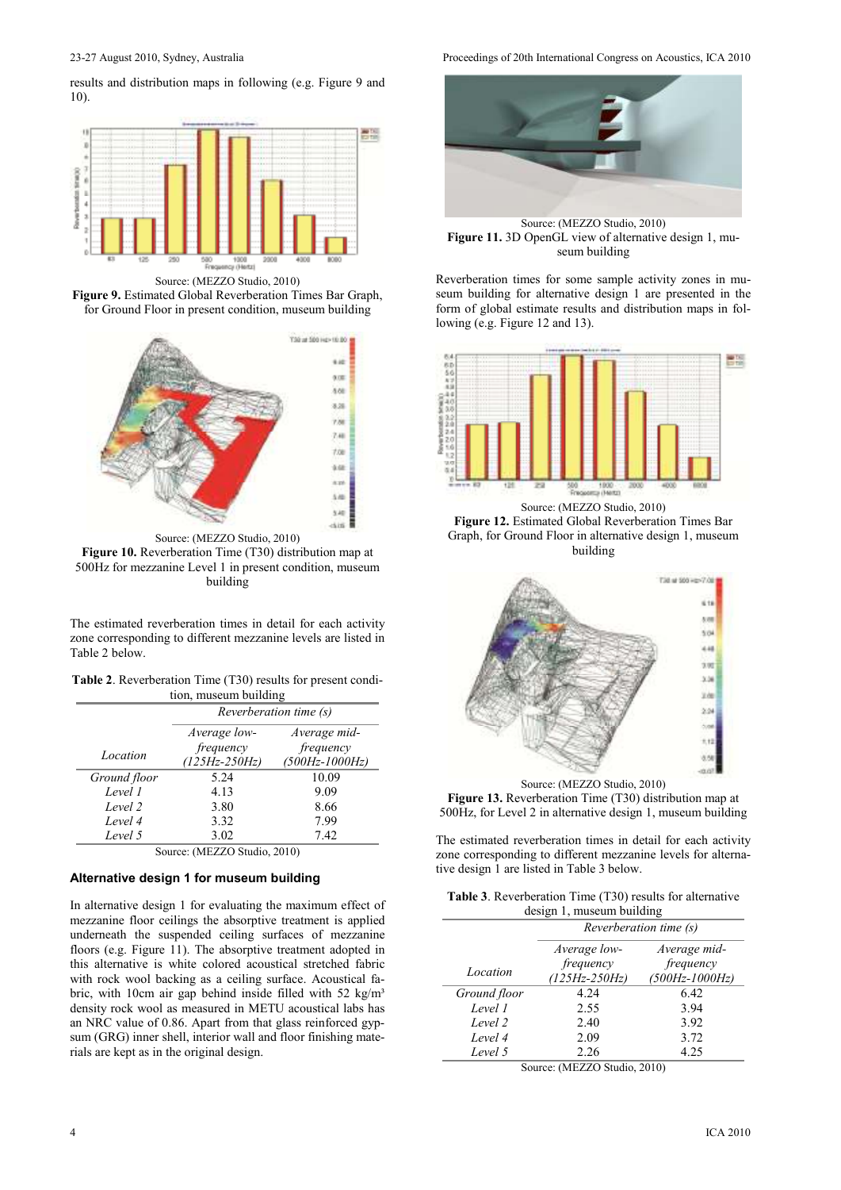results and distribution maps in following (e.g. Figure 9 and 10).

Source: (MEZZO Studio, 2010)

**Figure 9.** Estimated Global Reverberation Times Bar Graph, for Ground Floor in present condition, museum building

Source: (MEZZO Studio, 2010)

**Figure 10.** Reverberation Time (T30) distribution map at 500Hz for mezzanine Level 1 in present condition, museum building

The estimated reverberation times in detail for each activity zone corresponding to different mezzanine levels are listed in Table 2 below.

**Table 2**. Reverberation Time (T30) results for present condition, museum building

| | Reverberation time (s) | |
|---|---|---|
| *Location* | *Average low-frequency (125Hz-250Hz)* | *Average mid-frequency (500Hz-1000Hz)* |
| *Ground floor* | 5.24 | 10.09 |
| *Level 1* | 4.13 | 9.09 |
| *Level 2* | 3.80 | 8.66 |
| *Level 4* | 3.32 | 7.99 |
| *Level 5* | 3.02 | 7.42 |

Source: (MEZZO Studio, 2010)

### Alternative design 1 for museum building

In alternative design 1 for evaluating the maximum effect of mezzanine floor ceilings the absorptive treatment is applied underneath the suspended ceiling surfaces of mezzanine floors (e.g. Figure 11). The absorptive treatment adopted in this alternative is white colored acoustical stretched fabric with rock wool backing as a ceiling surface. Acoustical fabric, with 10cm air gap behind inside filled with 52 kg/m³ density rock wool as measured in METU acoustical labs has an NRC value of 0.86. Apart from that glass reinforced gypsum (GRG) inner shell, interior wall and floor finishing materials are kept as in the original design.

Source: (MEZZO Studio, 2010)

**Figure 11.** 3D OpenGL view of alternative design 1, museum building

Reverberation times for some sample activity zones in museum building for alternative design 1 are presented in the form of global estimate results and distribution maps in following (e.g. Figure 12 and 13).

Source: (MEZZO Studio, 2010)

**Figure 12.** Estimated Global Reverberation Times Bar Graph, for Ground Floor in alternative design 1, museum building

Source: (MEZZO Studio, 2010)

**Figure 13.** Reverberation Time (T30) distribution map at 500Hz, for Level 2 in alternative design 1, museum building

The estimated reverberation times in detail for each activity zone corresponding to different mezzanine levels for alternative design 1 are listed in Table 3 below.

**Table 3**. Reverberation Time (T30) results for alternative design 1, museum building

| | Reverberation time (s) | |
|---|---|---|
| *Location* | *Average low-frequency (125Hz-250Hz)* | *Average mid-frequency (500Hz-1000Hz)* |
| *Ground floor* | 4.24 | 6.42 |
| *Level 1* | 2.55 | 3.94 |
| *Level 2* | 2.40 | 3.92 |
| *Level 4* | 2.09 | 3.72 |
| *Level 5* | 2.26 | 4.25 |

Source: (MEZZO Studio, 2010)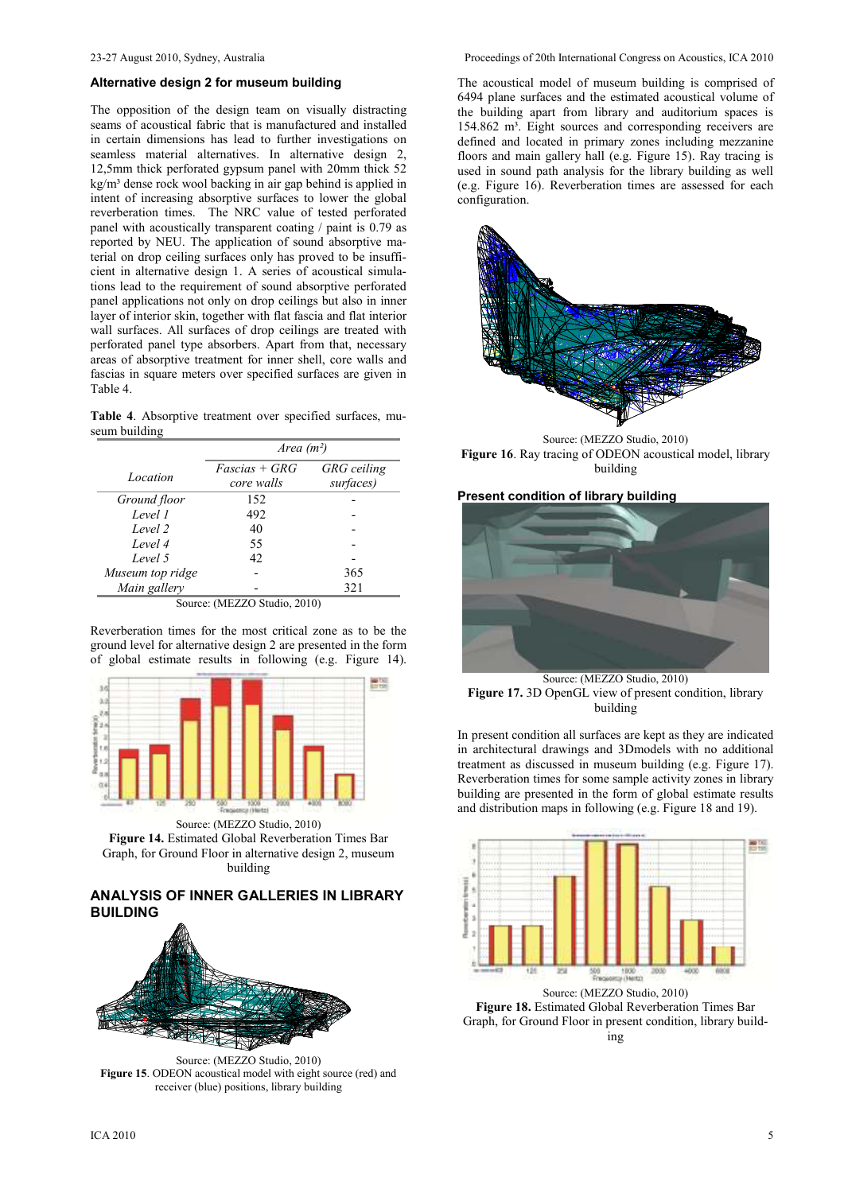### Alternative design 2 for museum building

The opposition of the design team on visually distracting seams of acoustical fabric that is manufactured and installed in certain dimensions has lead to further investigations on seamless material alternatives. In alternative design 2, 12,5mm thick perforated gypsum panel with 20mm thick 52 kg/m³ dense rock wool backing in air gap behind is applied in intent of increasing absorptive surfaces to lower the global reverberation times. The NRC value of tested perforated panel with acoustically transparent coating / paint is 0.79 as reported by NEU. The application of sound absorptive material on drop ceiling surfaces only has proved to be insufficient in alternative design 1. A series of acoustical simulations lead to the requirement of sound absorptive perforated panel applications not only on drop ceilings but also in inner layer of interior skin, together with flat fascia and flat interior wall surfaces. All surfaces of drop ceilings are treated with perforated panel type absorbers. Apart from that, necessary areas of absorptive treatment for inner shell, core walls and fascias in square meters over specified surfaces are given in Table 4.

**Table 4**. Absorptive treatment over specified surfaces, museum building

| Location | *Area (m²)* | |
|---|---|---|
| | *Fascias + GRG core walls* | *GRG ceiling surfaces)* |
| *Ground floor* | 152 | - |
| *Level 1* | 492 | - |
| *Level 2* | 40 | - |
| *Level 4* | 55 | - |
| *Level 5* | 42 | - |
| *Museum top ridge* | - | 365 |
| *Main gallery* | - | 321 |

Source: (MEZZO Studio, 2010)

Reverberation times for the most critical zone as to be the ground level for alternative design 2 are presented in the form of global estimate results in following (e.g. Figure 14).

Source: (MEZZO Studio, 2010)

**Figure 14.** Estimated Global Reverberation Times Bar Graph, for Ground Floor in alternative design 2, museum building

## ANALYSIS OF INNER GALLERIES IN LIBRARY BUILDING

Source: (MEZZO Studio, 2010)

**Figure 15**. ODEON acoustical model with eight source (red) and receiver (blue) positions, library building

The acoustical model of museum building is comprised of 6494 plane surfaces and the estimated acoustical volume of the building apart from library and auditorium spaces is 154.862 m³. Eight sources and corresponding receivers are defined and located in primary zones including mezzanine floors and main gallery hall (e.g. Figure 15). Ray tracing is used in sound path analysis for the library building as well (e.g. Figure 16). Reverberation times are assessed for each configuration.

Source: (MEZZO Studio, 2010)

**Figure 16**. Ray tracing of ODEON acoustical model, library building

### Present condition of library building

Source: (MEZZO Studio, 2010)

**Figure 17.** 3D OpenGL view of present condition, library building

In present condition all surfaces are kept as they are indicated in architectural drawings and 3Dmodels with no additional treatment as discussed in museum building (e.g. Figure 17). Reverberation times for some sample activity zones in library building are presented in the form of global estimate results and distribution maps in following (e.g. Figure 18 and 19).

Source: (MEZZO Studio, 2010)

**Figure 18.** Estimated Global Reverberation Times Bar Graph, for Ground Floor in present condition, library building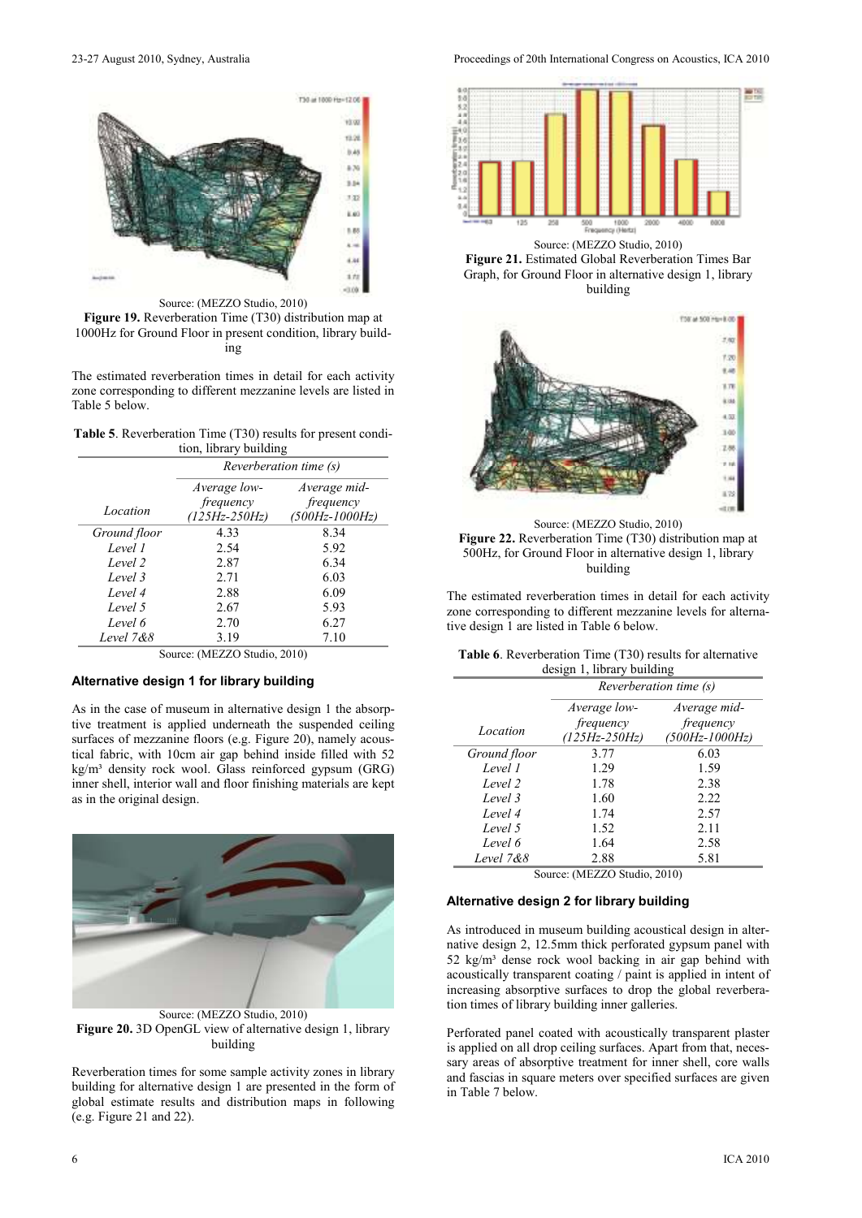Source: (MEZZO Studio, 2010)

**Figure 19.** Reverberation Time (T30) distribution map at 1000Hz for Ground Floor in present condition, library building

The estimated reverberation times in detail for each activity zone corresponding to different mezzanine levels are listed in Table 5 below.

**Table 5**. Reverberation Time (T30) results for present condition, library building

| | *Reverberation time (s)* | |
|---|---|---|
| *Location* | *Average low-frequency (125Hz-250Hz)* | *Average mid-frequency (500Hz-1000Hz)* |
| *Ground floor* | 4.33 | 8.34 |
| *Level 1* | 2.54 | 5.92 |
| *Level 2* | 2.87 | 6.34 |
| *Level 3* | 2.71 | 6.03 |
| *Level 4* | 2.88 | 6.09 |
| *Level 5* | 2.67 | 5.93 |
| *Level 6* | 2.70 | 6.27 |
| *Level 7&8* | 3.19 | 7.10 |

Source: (MEZZO Studio, 2010)

### Alternative design 1 for library building

As in the case of museum in alternative design 1 the absorptive treatment is applied underneath the suspended ceiling surfaces of mezzanine floors (e.g. Figure 20), namely acoustical fabric, with 10cm air gap behind inside filled with 52 kg/m³ density rock wool. Glass reinforced gypsum (GRG) inner shell, interior wall and floor finishing materials are kept as in the original design.

Source: (MEZZO Studio, 2010)

**Figure 20.** 3D OpenGL view of alternative design 1, library building

Reverberation times for some sample activity zones in library building for alternative design 1 are presented in the form of global estimate results and distribution maps in following (e.g. Figure 21 and 22).

Source: (MEZZO Studio, 2010)

**Figure 21.** Estimated Global Reverberation Times Bar Graph, for Ground Floor in alternative design 1, library building

Source: (MEZZO Studio, 2010)

**Figure 22.** Reverberation Time (T30) distribution map at 500Hz, for Ground Floor in alternative design 1, library building

The estimated reverberation times in detail for each activity zone corresponding to different mezzanine levels for alternative design 1 are listed in Table 6 below.

**Table 6**. Reverberation Time (T30) results for alternative design 1, library building

| | *Reverberation time (s)* | |
|---|---|---|
| *Location* | *Average low-frequency (125Hz-250Hz)* | *Average mid-frequency (500Hz-1000Hz)* |
| *Ground floor* | 3.77 | 6.03 |
| *Level 1* | 1.29 | 1.59 |
| *Level 2* | 1.78 | 2.38 |
| *Level 3* | 1.60 | 2.22 |
| *Level 4* | 1.74 | 2.57 |
| *Level 5* | 1.52 | 2.11 |
| *Level 6* | 1.64 | 2.58 |
| *Level 7&8* | 2.88 | 5.81 |

Source: (MEZZO Studio, 2010)

### Alternative design 2 for library building

As introduced in museum building acoustical design in alternative design 2, 12.5mm thick perforated gypsum panel with 52 kg/m³ dense rock wool backing in air gap behind with acoustically transparent coating / paint is applied in intent of increasing absorptive surfaces to drop the global reverberation times of library building inner galleries.

Perforated panel coated with acoustically transparent plaster is applied on all drop ceiling surfaces. Apart from that, necessary areas of absorptive treatment for inner shell, core walls and fascias in square meters over specified surfaces are given in Table 7 below.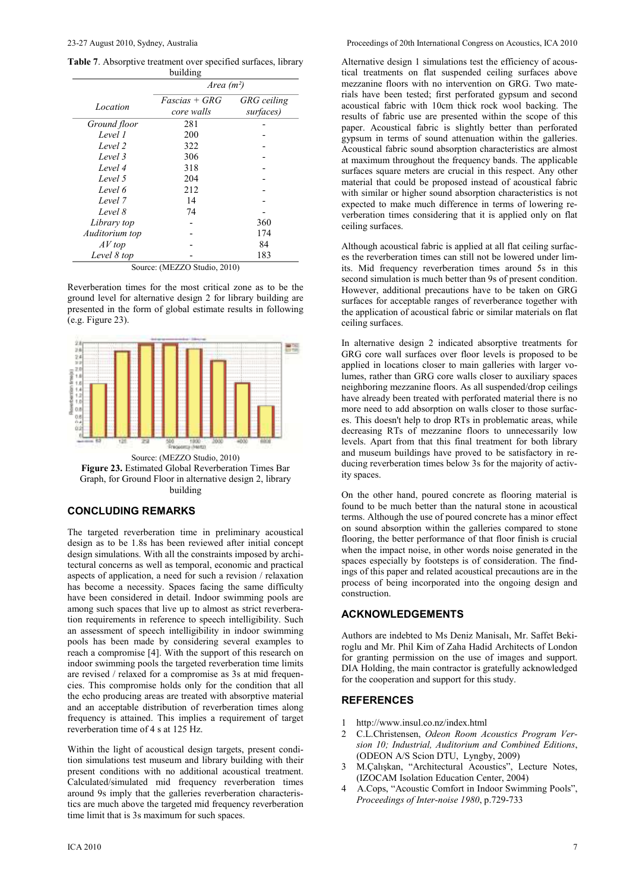**Table 7**. Absorptive treatment over specified surfaces, library building

| Location | Area ($m^2$) | |
|---|---|---|
| | *Fascias + GRG core walls* | *GRG ceiling surfaces)* |
| *Ground floor* | 281 | - |
| *Level 1* | 200 | - |
| *Level 2* | 322 | - |
| *Level 3* | 306 | - |
| *Level 4* | 318 | - |
| *Level 5* | 204 | - |
| *Level 6* | 212 | - |
| *Level 7* | 14 | - |
| *Level 8* | 74 | - |
| *Library top* | - | 360 |
| *Auditorium top* | - | 174 |
| *AV top* | - | 84 |
| *Level 8 top* | - | 183 |

Source: (MEZZO Studio, 2010)

Reverberation times for the most critical zone as to be the ground level for alternative design 2 for library building are presented in the form of global estimate results in following (e.g. Figure 23).

Reverberation time (s)

63 125 250 500 1000 2000 4000 8000

Frequency (Hertz)

Source: (MEZZO Studio, 2010)

**Figure 23.** Estimated Global Reverberation Times Bar Graph, for Ground Floor in alternative design 2, library building

## CONCLUDING REMARKS

The targeted reverberation time in preliminary acoustical design as to be 1.8s has been reviewed after initial concept design simulations. With all the constraints imposed by architectural concerns as well as temporal, economic and practical aspects of application, a need for such a revision / relaxation has become a necessity. Spaces facing the same difficulty have been considered in detail. Indoor swimming pools are among such spaces that live up to almost as strict reverberation requirements in reference to speech intelligibility. Such an assessment of speech intelligibility in indoor swimming pools has been made by considering several examples to reach a compromise [4]. With the support of this research on indoor swimming pools the targeted reverberation time limits are revised / relaxed for a compromise as 3s at mid frequencies. This compromise holds only for the condition that all the echo producing areas are treated with absorptive material and an acceptable distribution of reverberation times along frequency is attained. This implies a requirement of target reverberation time of 4 s at 125 Hz.

Within the light of acoustical design targets, present condition simulations test museum and library building with their present conditions with no additional acoustical treatment. Calculated/simulated mid frequency reverberation times around 9s imply that the galleries reverberation characteristics are much above the targeted mid frequency reverberation time limit that is 3s maximum for such spaces.

Alternative design 1 simulations test the efficiency of acoustical treatments on flat suspended ceiling surfaces above mezzanine floors with no intervention on GRG. Two materials have been tested; first perforated gypsum and second acoustical fabric with 10cm thick rock wool backing. The results of fabric use are presented within the scope of this paper. Acoustical fabric is slightly better than perforated gypsum in terms of sound attenuation within the galleries. Acoustical fabric sound absorption characteristics are almost at maximum throughout the frequency bands. The applicable surfaces square meters are crucial in this respect. Any other material that could be proposed instead of acoustical fabric with similar or higher sound absorption characteristics is not expected to make much difference in terms of lowering reverberation times considering that it is applied only on flat ceiling surfaces.

Although acoustical fabric is applied at all flat ceiling surfaces the reverberation times can still not be lowered under limits. Mid frequency reverberation times around 5s in this second simulation is much better than 9s of present condition. However, additional precautions have to be taken on GRG surfaces for acceptable ranges of reverberance together with the application of acoustical fabric or similar materials on flat ceiling surfaces.

In alternative design 2 indicated absorptive treatments for GRG core wall surfaces over floor levels is proposed to be applied in locations closer to main galleries with larger volumes, rather than GRG core walls closer to auxiliary spaces neighboring mezzanine floors. As all suspended/drop ceilings have already been treated with perforated material there is no more need to add absorption on walls closer to those surfaces. This doesn't help to drop RTs in problematic areas, while decreasing RTs of mezzanine floors to unnecessarily low levels. Apart from that this final treatment for both library and museum buildings have proved to be satisfactory in reducing reverberation times below 3s for the majority of activity spaces.

On the other hand, poured concrete as flooring material is found to be much better than the natural stone in acoustical terms. Although the use of poured concrete has a minor effect on sound absorption within the galleries compared to stone flooring, the better performance of that floor finish is crucial when the impact noise, in other words noise generated in the spaces especially by footsteps is of consideration. The findings of this paper and related acoustical precautions are in the process of being incorporated into the ongoing design and construction.

## ACKNOWLEDGEMENTS

Authors are indebted to Ms Deniz Manisalı, Mr. Saffet Bekiroglu and Mr. Phil Kim of Zaha Hadid Architects of London for granting permission on the use of images and support. DIA Holding, the main contractor is gratefully acknowledged for the cooperation and support for this study.

## REFERENCES

1. http://www.insul.co.nz/index.html
2. C.L.Christensen, *Odeon Room Acoustics Program Version 10; Industrial, Auditorium and Combined Editions*, (ODEON A/S Scion DTU, Lyngby, 2009)
3. M.Çalışkan, "Architectural Acoustics", Lecture Notes, (IZOCAM Isolation Education Center, 2004)
4. A.Cops, "Acoustic Comfort in Indoor Swimming Pools", *Proceedings of Inter-noise 1980*, p.729-733